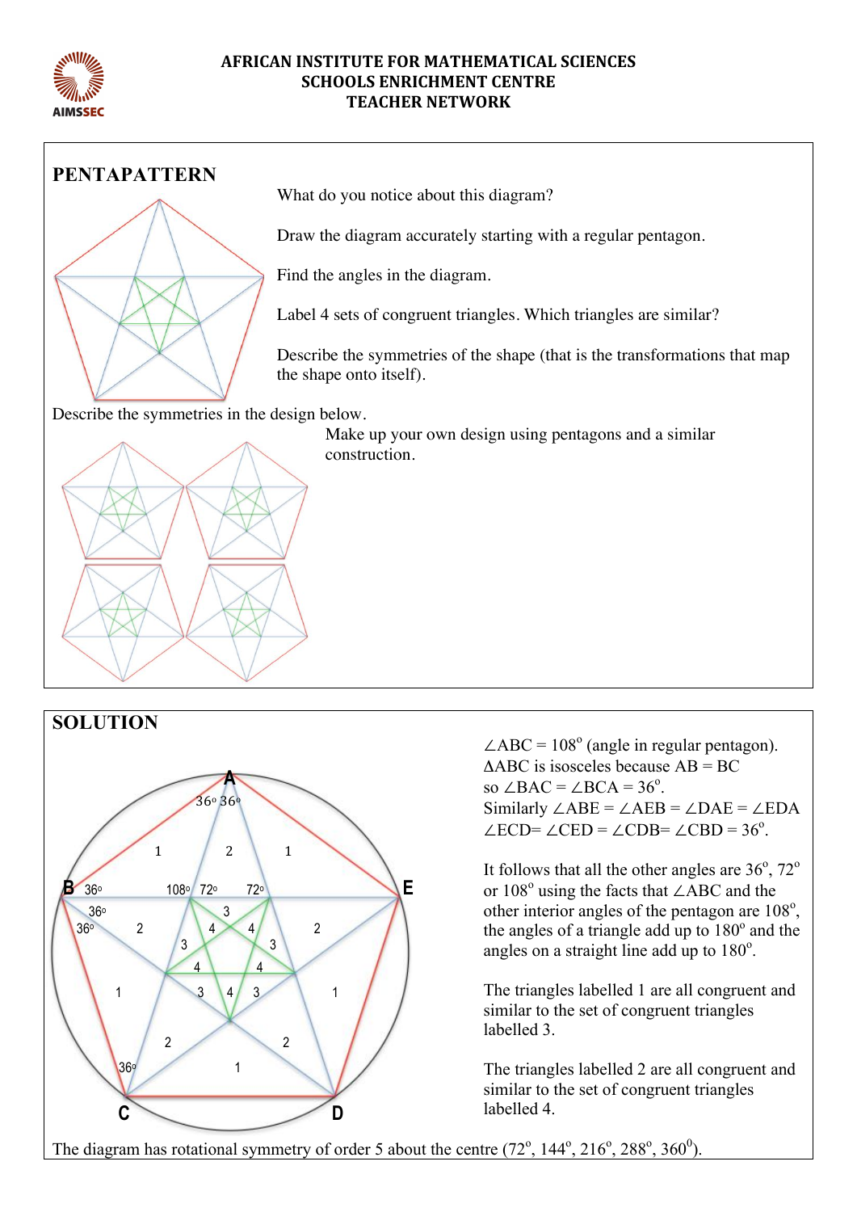AFRICAN INSTITUTE FOR MATHEMATICAL SCIENCES
SCHOOLS ENRICHMENT CENTRE
TEACHER NETWORK

## PENTAPATTERN

What do you notice about this diagram?

Draw the diagram accurately starting with a regular pentagon.

Find the angles in the diagram.

Label 4 sets of congruent triangles. Which triangles are similar?

Describe the symmetries of the shape (that is the transformations that map the shape onto itself).

Describe the symmetries in the design below.

Make up your own design using pentagons and a similar construction.

## SOLUTION

$\angle ABC = 108^o$ (angle in regular pentagon).
$\Delta ABC$ is isosceles because AB = BC
so $\angle BAC = \angle BCA = 36^o$.
Similarly $\angle ABE = \angle AEB = \angle DAE = \angle EDA$
$\angle ECD = \angle CED = \angle CDB = \angle CBD = 36^o$.

It follows that all the other angles are $36^o$, $72^o$ or $108^o$ using the facts that $\angle ABC$ and the other interior angles of the pentagon are $108^o$, the angles of a triangle add up to $180^o$ and the angles on a straight line add up to $180^o$.

The triangles labelled 1 are all congruent and similar to the set of congruent triangles labelled 3.

The triangles labelled 2 are all congruent and similar to the set of congruent triangles labelled 4.

The diagram has rotational symmetry of order 5 about the centre ($72^o$, $144^o$, $216^o$, $288^o$, $360^0$).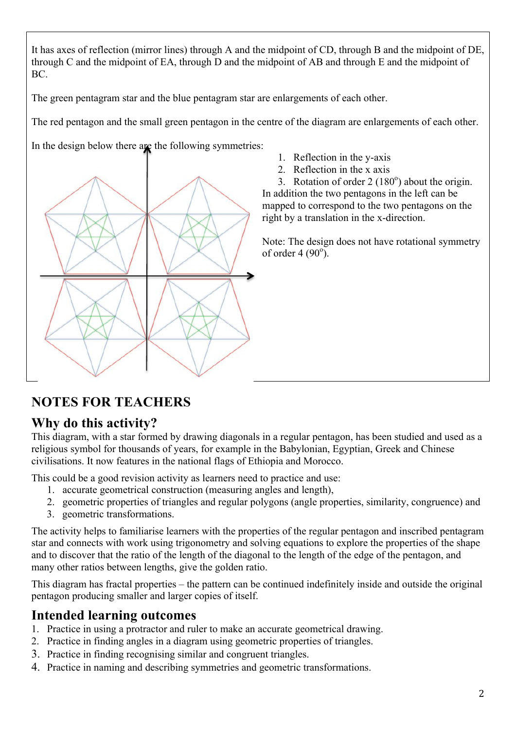It has axes of reflection (mirror lines) through A and the midpoint of CD, through B and the midpoint of DE, through C and the midpoint of EA, through D and the midpoint of AB and through E and the midpoint of BC.

The green pentagram star and the blue pentagram star are enlargements of each other.

The red pentagon and the small green pentagon in the centre of the diagram are enlargements of each other.

In the design below there are the following symmetries:

1. Reflection in the y-axis
2. Reflection in the x axis
3. Rotation of order 2 ($180^o$) about the origin.

In addition the two pentagons in the left can be mapped to correspond to the two pentagons on the right by a translation in the x-direction.

Note: The design does not have rotational symmetry of order 4 ($90^o$).

## NOTES FOR TEACHERS

### Why do this activity?

This diagram, with a star formed by drawing diagonals in a regular pentagon, has been studied and used as a religious symbol for thousands of years, for example in the Babylonian, Egyptian, Greek and Chinese civilisations. It now features in the national flags of Ethiopia and Morocco.

This could be a good revision activity as learners need to practice and use:

1. accurate geometrical construction (measuring angles and length),
2. geometric properties of triangles and regular polygons (angle properties, similarity, congruence) and
3. geometric transformations.

The activity helps to familiarise learners with the properties of the regular pentagon and inscribed pentagram star and connects with work using trigonometry and solving equations to explore the properties of the shape and to discover that the ratio of the length of the diagonal to the length of the edge of the pentagon, and many other ratios between lengths, give the golden ratio.

This diagram has fractal properties – the pattern can be continued indefinitely inside and outside the original pentagon producing smaller and larger copies of itself.

### Intended learning outcomes

1. Practice in using a protractor and ruler to make an accurate geometrical drawing.
2. Practice in finding angles in a diagram using geometric properties of triangles.
3. Practice in finding recognising similar and congruent triangles.
4. Practice in naming and describing symmetries and geometric transformations.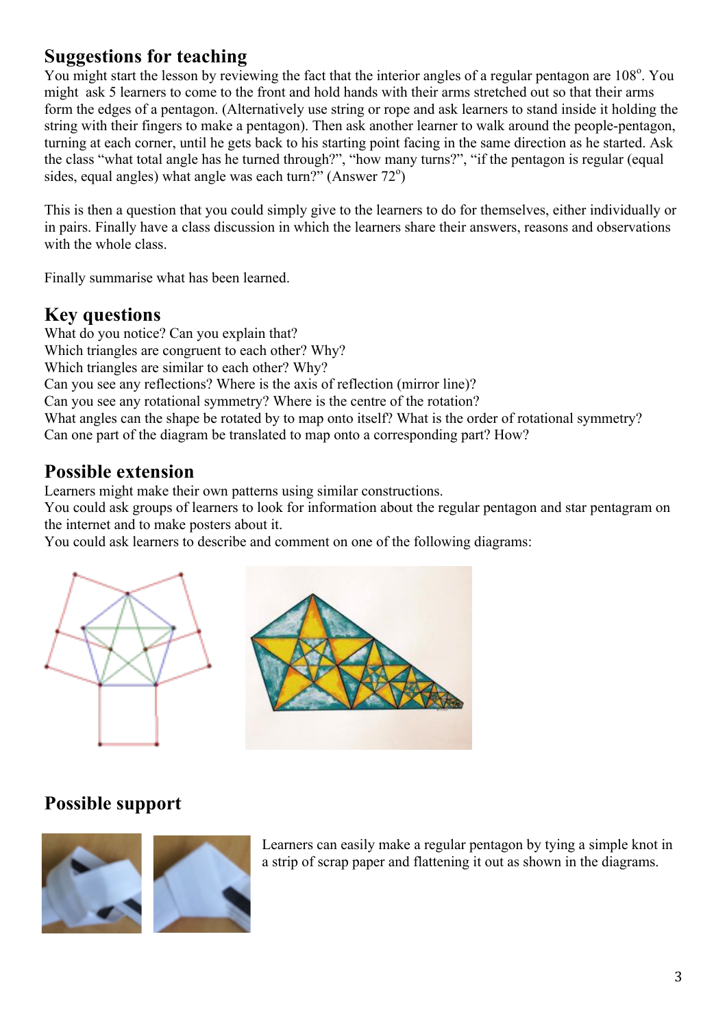## Suggestions for teaching

You might start the lesson by reviewing the fact that the interior angles of a regular pentagon are 108°. You might ask 5 learners to come to the front and hold hands with their arms stretched out so that their arms form the edges of a pentagon. (Alternatively use string or rope and ask learners to stand inside it holding the string with their fingers to make a pentagon). Then ask another learner to walk around the people-pentagon, turning at each corner, until he gets back to his starting point facing in the same direction as he started. Ask the class "what total angle has he turned through?", "how many turns?", "if the pentagon is regular (equal sides, equal angles) what angle was each turn?" (Answer 72°)

This is then a question that you could simply give to the learners to do for themselves, either individually or in pairs. Finally have a class discussion in which the learners share their answers, reasons and observations with the whole class.

Finally summarise what has been learned.

## Key questions

What do you notice? Can you explain that?
Which triangles are congruent to each other? Why?
Which triangles are similar to each other? Why?
Can you see any reflections? Where is the axis of reflection (mirror line)?
Can you see any rotational symmetry? Where is the centre of the rotation?
What angles can the shape be rotated by to map onto itself? What is the order of rotational symmetry?
Can one part of the diagram be translated to map onto a corresponding part? How?

## Possible extension

Learners might make their own patterns using similar constructions.
You could ask groups of learners to look for information about the regular pentagon and star pentagram on the internet and to make posters about it.
You could ask learners to describe and comment on one of the following diagrams:

## Possible support

Learners can easily make a regular pentagon by tying a simple knot in a strip of scrap paper and flattening it out as shown in the diagrams.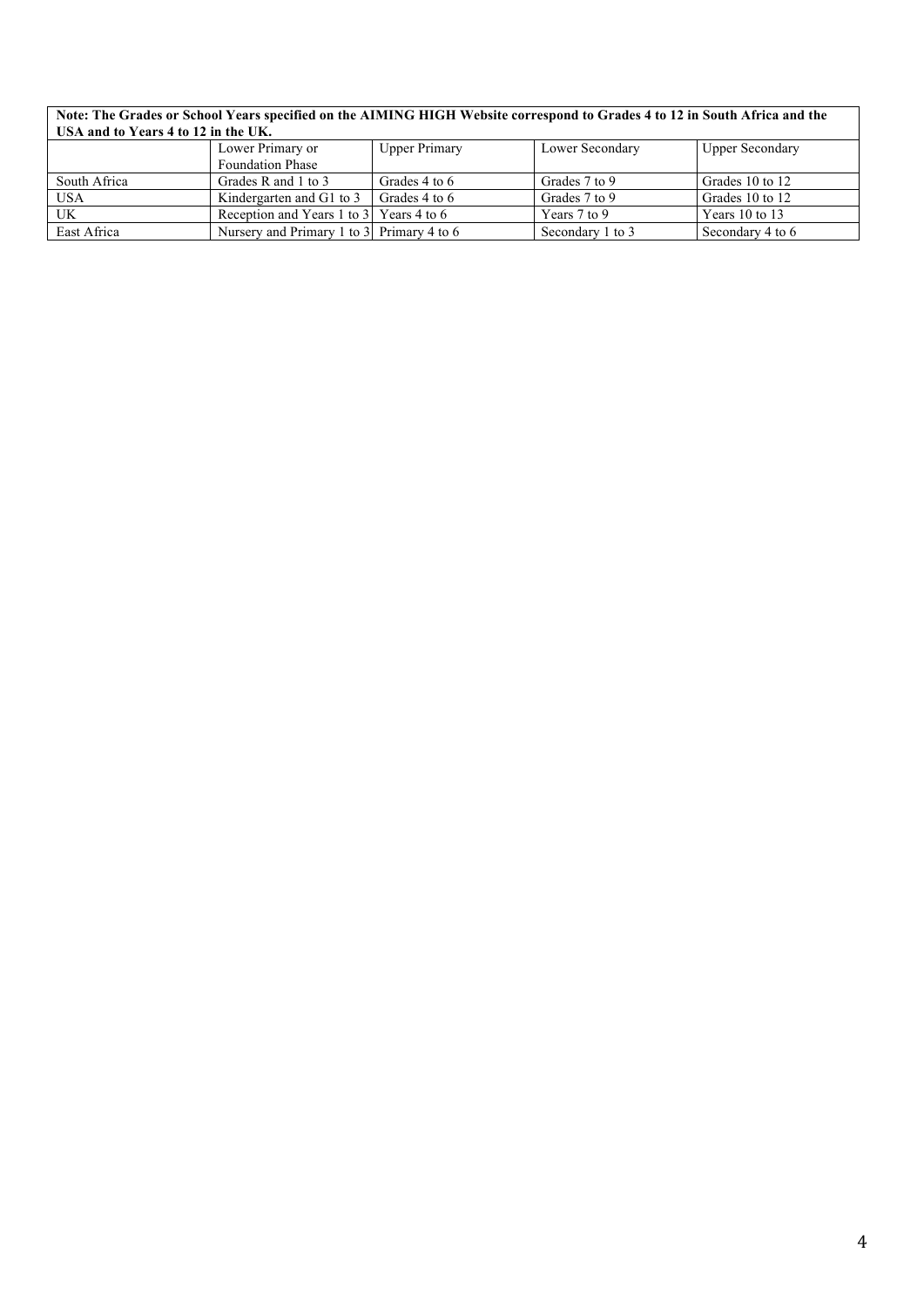**Note: The Grades or School Years specified on the AIMING HIGH Website correspond to Grades 4 to 12 in South Africa and the USA and to Years 4 to 12 in the UK.**

| | Lower Primary or Foundation Phase | Upper Primary | Lower Secondary | Upper Secondary |
|---|---|---|---|---|
| South Africa | Grades R and 1 to 3 | Grades 4 to 6 | Grades 7 to 9 | Grades 10 to 12 |
| USA | Kindergarten and G1 to 3 | Grades 4 to 6 | Grades 7 to 9 | Grades 10 to 12 |
| UK | Reception and Years 1 to 3 | Years 4 to 6 | Years 7 to 9 | Years 10 to 13 |
| East Africa | Nursery and Primary 1 to 3 | Primary 4 to 6 | Secondary 1 to 3 | Secondary 4 to 6 |